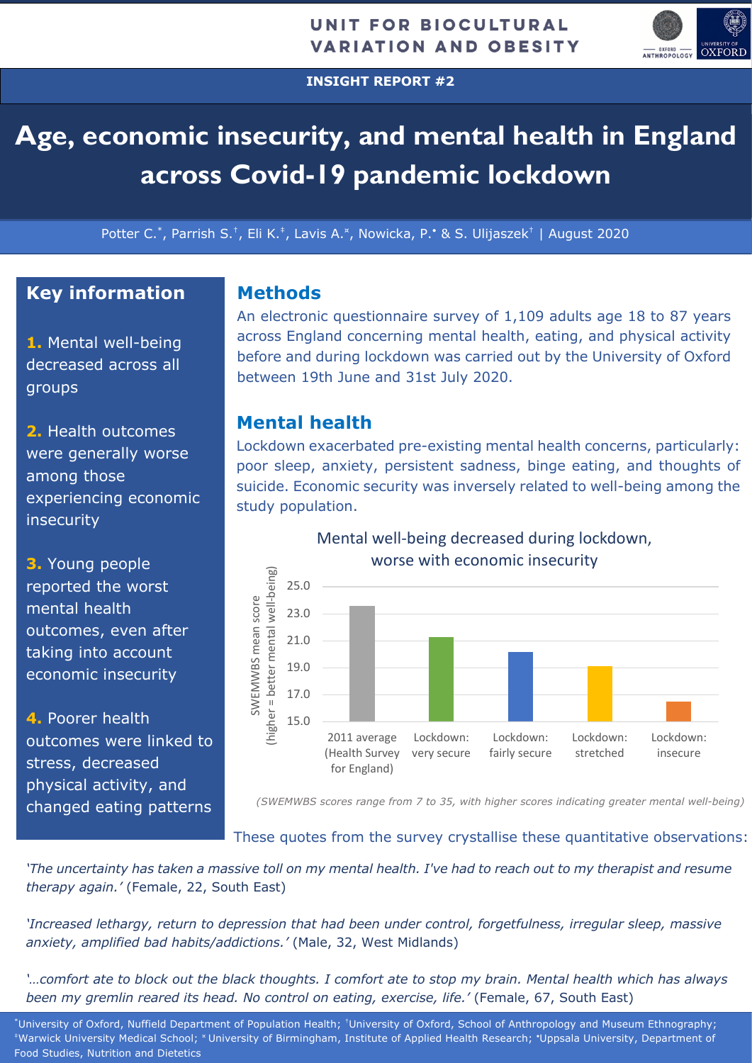UNIT FOR BIOCULTURAL VARIATION AND OBESITY

INSIGHT REPORT #2

# Age, economic insecurity, and mental health in England across Covid-19 pandemic lockdown

Potter C.*, Parrish S.†, Eli K.‡, Lavis A.¤, Nowicka, P.• & S. Ulijaszek† | August 2020

## Key information

1. Mental well-being decreased across all groups

2. Health outcomes were generally worse among those experiencing economic insecurity

3. Young people reported the worst mental health outcomes, even after taking into account economic insecurity

4. Poorer health outcomes were linked to stress, decreased physical activity, and changed eating patterns

## Methods

An electronic questionnaire survey of 1,109 adults age 18 to 87 years across England concerning mental health, eating, and physical activity before and during lockdown was carried out by the University of Oxford between 19th June and 31st July 2020.

## Mental health

Lockdown exacerbated pre-existing mental health concerns, particularly: poor sleep, anxiety, persistent sadness, binge eating, and thoughts of suicide. Economic security was inversely related to well-being among the study population.

Mental well-being decreased during lockdown, worse with economic insecurity

SWEMWBS mean score (higher = better mental well-being)

25.0
23.0
21.0
19.0
17.0
15.0

2011 average (Health Survey for England)
Lockdown: very secure
Lockdown: fairly secure
Lockdown: stretched
Lockdown: insecure

*(SWEMWBS scores range from 7 to 35, with higher scores indicating greater mental well-being)*

These quotes from the survey crystallise these quantitative observations:

*'The uncertainty has taken a massive toll on my mental health. I've had to reach out to my therapist and resume therapy again.'* (Female, 22, South East)

*'Increased lethargy, return to depression that had been under control, forgetfulness, irregular sleep, massive anxiety, amplified bad habits/addictions.'* (Male, 32, West Midlands)

*'…comfort ate to block out the black thoughts. I comfort ate to stop my brain. Mental health which has always been my gremlin reared its head. No control on eating, exercise, life.'* (Female, 67, South East)

*University of Oxford, Nuffield Department of Population Health; †University of Oxford, School of Anthropology and Museum Ethnography; ‡Warwick University Medical School; ¤University of Birmingham, Institute of Applied Health Research; •Uppsala University, Department of Food Studies, Nutrition and Dietetics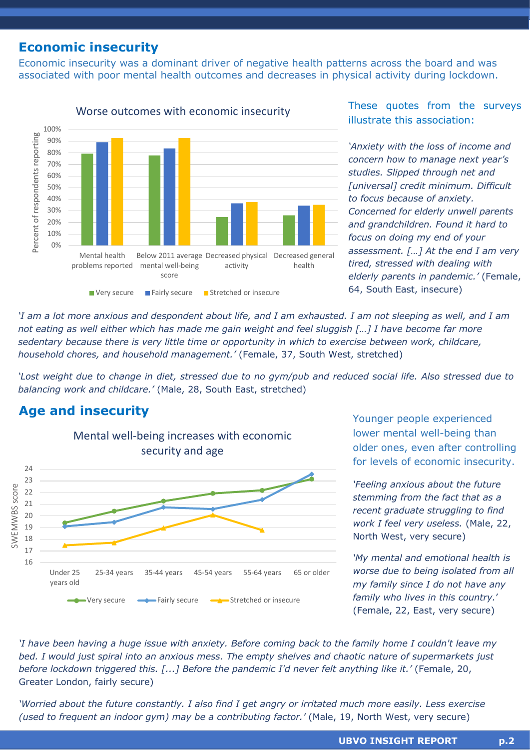## Economic insecurity

Economic insecurity was a dominant driver of negative health patterns across the board and was associated with poor mental health outcomes and decreases in physical activity during lockdown.

Worse outcomes with economic insecurity

Percent of respondents reporting

100%
90%
80%
70%
60%
50%
40%
30%
20%
10%
0%

Mental health problems reported
Below 2011 average mental well-being score
Decreased physical activity
Decreased general health

Very secure
Fairly secure
Stretched or insecure

These quotes from the surveys illustrate this association:

*'Anxiety with the loss of income and concern how to manage next year's studies. Slipped through net and [universal] credit minimum. Difficult to focus because of anxiety. Concerned for elderly unwell parents and grandchildren. Found it hard to focus on doing my end of your assessment. […] At the end I am very tired, stressed with dealing with elderly parents in pandemic.'* (Female, 64, South East, insecure)

*'I am a lot more anxious and despondent about life, and I am exhausted. I am not sleeping as well, and I am not eating as well either which has made me gain weight and feel sluggish […] I have become far more sedentary because there is very little time or opportunity in which to exercise between work, childcare, household chores, and household management.'* (Female, 37, South West, stretched)

*'Lost weight due to change in diet, stressed due to no gym/pub and reduced social life. Also stressed due to balancing work and childcare.'* (Male, 28, South East, stretched)

## Age and insecurity

Mental well-being increases with economic security and age

SWEMWBS score

24
23
22
21
20
19
18
17
16

Under 25 years old
25-34 years
35-44 years
45-54 years
55-64 years
65 or older

Very secure
Fairly secure
Stretched or insecure

Younger people experienced lower mental well-being than older ones, even after controlling for levels of economic insecurity.

*'Feeling anxious about the future stemming from the fact that as a recent graduate struggling to find work I feel very useless.* (Male, 22, North West, very secure)

*'My mental and emotional health is worse due to being isolated from all my family since I do not have any family who lives in this country.'* (Female, 22, East, very secure)

*'I have been having a huge issue with anxiety. Before coming back to the family home I couldn't leave my bed. I would just spiral into an anxious mess. The empty shelves and chaotic nature of supermarkets just before lockdown triggered this. [...] Before the pandemic I'd never felt anything like it.'* (Female, 20, Greater London, fairly secure)

*'Worried about the future constantly. I also find I get angry or irritated much more easily. Less exercise (used to frequent an indoor gym) may be a contributing factor.'* (Male, 19, North West, very secure)